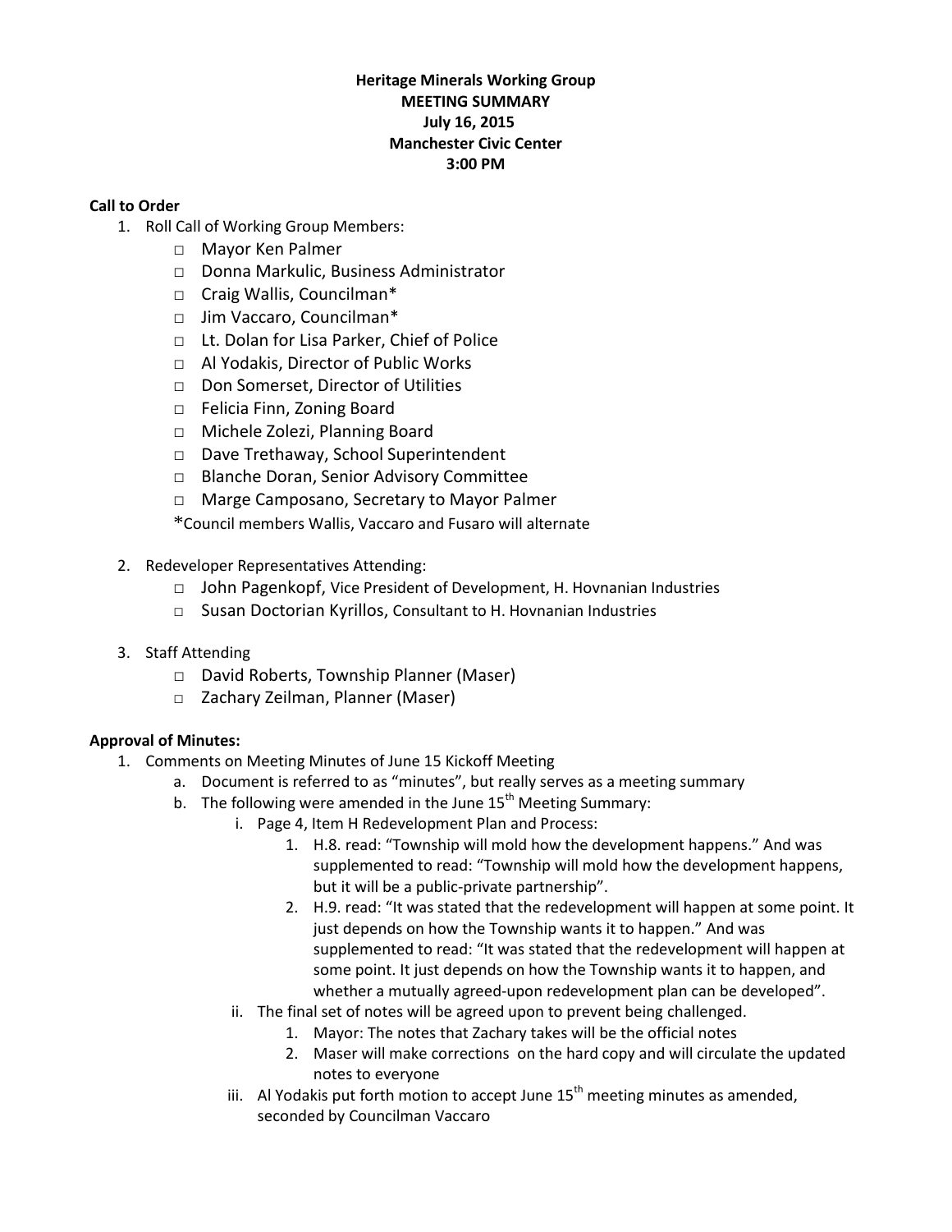**Heritage Minerals Working Group**
**MEETING SUMMARY**
**July 16, 2015**
**Manchester Civic Center**
**3:00 PM**

**Call to Order**

1. Roll Call of Working Group Members:
   - □ Mayor Ken Palmer
   - □ Donna Markulic, Business Administrator
   - □ Craig Wallis, Councilman*
   - □ Jim Vaccaro, Councilman*
   - □ Lt. Dolan for Lisa Parker, Chief of Police
   - □ Al Yodakis, Director of Public Works
   - □ Don Somerset, Director of Utilities
   - □ Felicia Finn, Zoning Board
   - □ Michele Zolezi, Planning Board
   - □ Dave Trethaway, School Superintendent
   - □ Blanche Doran, Senior Advisory Committee
   - □ Marge Camposano, Secretary to Mayor Palmer

   *Council members Wallis, Vaccaro and Fusaro will alternate

2. Redeveloper Representatives Attending:
   - □ John Pagenkopf, Vice President of Development, H. Hovnanian Industries
   - □ Susan Doctorian Kyrillos, Consultant to H. Hovnanian Industries

3. Staff Attending
   - □ David Roberts, Township Planner (Maser)
   - □ Zachary Zeilman, Planner (Maser)

**Approval of Minutes:**

1. Comments on Meeting Minutes of June 15 Kickoff Meeting
   a. Document is referred to as "minutes", but really serves as a meeting summary
   b. The following were amended in the June 15th Meeting Summary:
      i. Page 4, Item H Redevelopment Plan and Process:
         1. H.8. read: "Township will mold how the development happens." And was supplemented to read: "Township will mold how the development happens, but it will be a public-private partnership".
         2. H.9. read: "It was stated that the redevelopment will happen at some point. It just depends on how the Township wants it to happen." And was supplemented to read: "It was stated that the redevelopment will happen at some point. It just depends on how the Township wants it to happen, and whether a mutually agreed-upon redevelopment plan can be developed".
      ii. The final set of notes will be agreed upon to prevent being challenged.
         1. Mayor: The notes that Zachary takes will be the official notes
         2. Maser will make corrections on the hard copy and will circulate the updated notes to everyone
      iii. Al Yodakis put forth motion to accept June 15th meeting minutes as amended, seconded by Councilman Vaccaro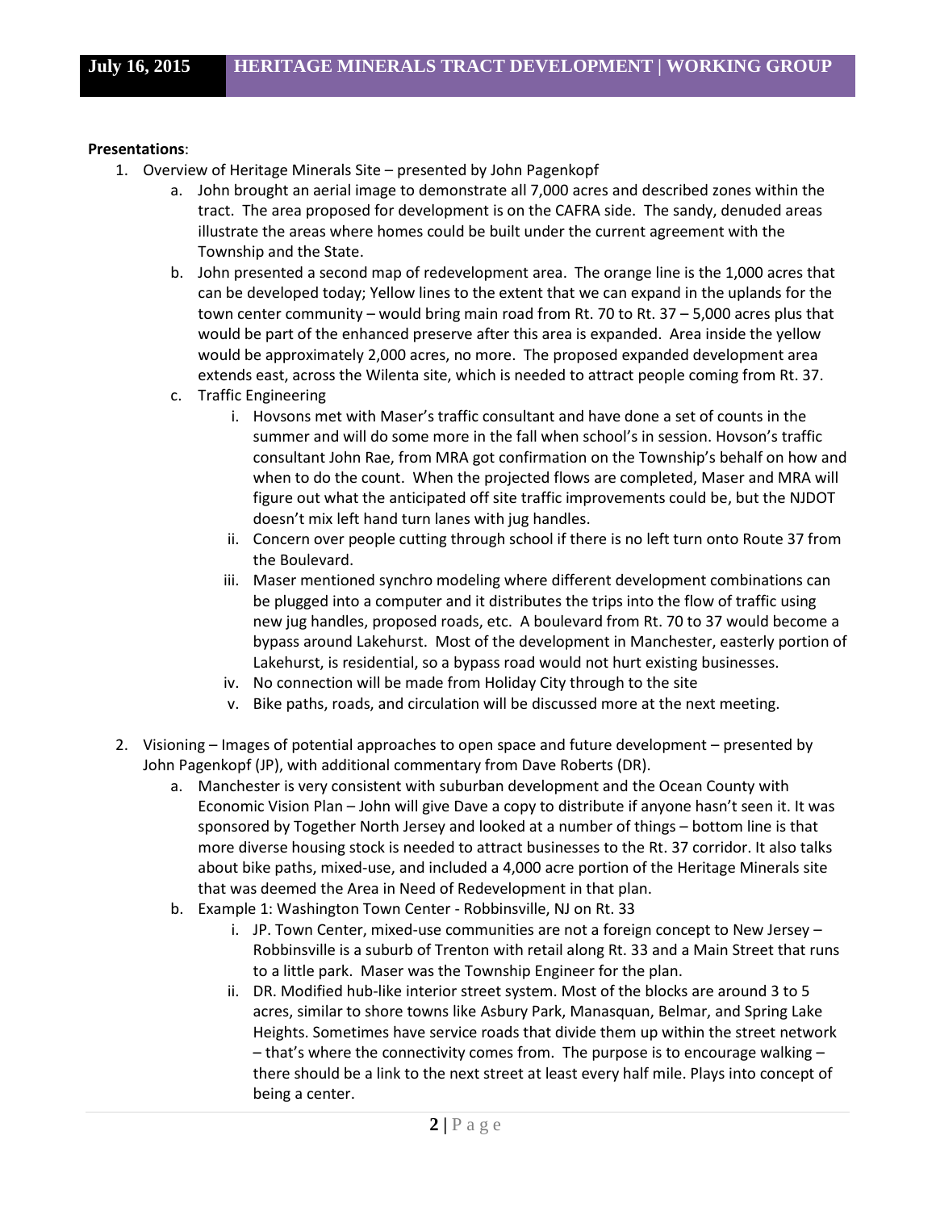**Presentations**:

1. Overview of Heritage Minerals Site – presented by John Pagenkopf
    a. John brought an aerial image to demonstrate all 7,000 acres and described zones within the tract. The area proposed for development is on the CAFRA side. The sandy, denuded areas illustrate the areas where homes could be built under the current agreement with the Township and the State.
    b. John presented a second map of redevelopment area. The orange line is the 1,000 acres that can be developed today; Yellow lines to the extent that we can expand in the uplands for the town center community – would bring main road from Rt. 70 to Rt. 37 – 5,000 acres plus that would be part of the enhanced preserve after this area is expanded. Area inside the yellow would be approximately 2,000 acres, no more. The proposed expanded development area extends east, across the Wilenta site, which is needed to attract people coming from Rt. 37.
    c. Traffic Engineering
        i. Hovsons met with Maser's traffic consultant and have done a set of counts in the summer and will do some more in the fall when school's in session. Hovson's traffic consultant John Rae, from MRA got confirmation on the Township's behalf on how and when to do the count. When the projected flows are completed, Maser and MRA will figure out what the anticipated off site traffic improvements could be, but the NJDOT doesn't mix left hand turn lanes with jug handles.
        ii. Concern over people cutting through school if there is no left turn onto Route 37 from the Boulevard.
        iii. Maser mentioned synchro modeling where different development combinations can be plugged into a computer and it distributes the trips into the flow of traffic using new jug handles, proposed roads, etc. A boulevard from Rt. 70 to 37 would become a bypass around Lakehurst. Most of the development in Manchester, easterly portion of Lakehurst, is residential, so a bypass road would not hurt existing businesses.
        iv. No connection will be made from Holiday City through to the site
        v. Bike paths, roads, and circulation will be discussed more at the next meeting.

2. Visioning – Images of potential approaches to open space and future development – presented by John Pagenkopf (JP), with additional commentary from Dave Roberts (DR).
    a. Manchester is very consistent with suburban development and the Ocean County with Economic Vision Plan – John will give Dave a copy to distribute if anyone hasn't seen it. It was sponsored by Together North Jersey and looked at a number of things – bottom line is that more diverse housing stock is needed to attract businesses to the Rt. 37 corridor. It also talks about bike paths, mixed-use, and included a 4,000 acre portion of the Heritage Minerals site that was deemed the Area in Need of Redevelopment in that plan.
    b. Example 1: Washington Town Center - Robbinsville, NJ on Rt. 33
        i. JP. Town Center, mixed-use communities are not a foreign concept to New Jersey – Robbinsville is a suburb of Trenton with retail along Rt. 33 and a Main Street that runs to a little park. Maser was the Township Engineer for the plan.
        ii. DR. Modified hub-like interior street system. Most of the blocks are around 3 to 5 acres, similar to shore towns like Asbury Park, Manasquan, Belmar, and Spring Lake Heights. Sometimes have service roads that divide them up within the street network – that's where the connectivity comes from. The purpose is to encourage walking – there should be a link to the next street at least every half mile. Plays into concept of being a center.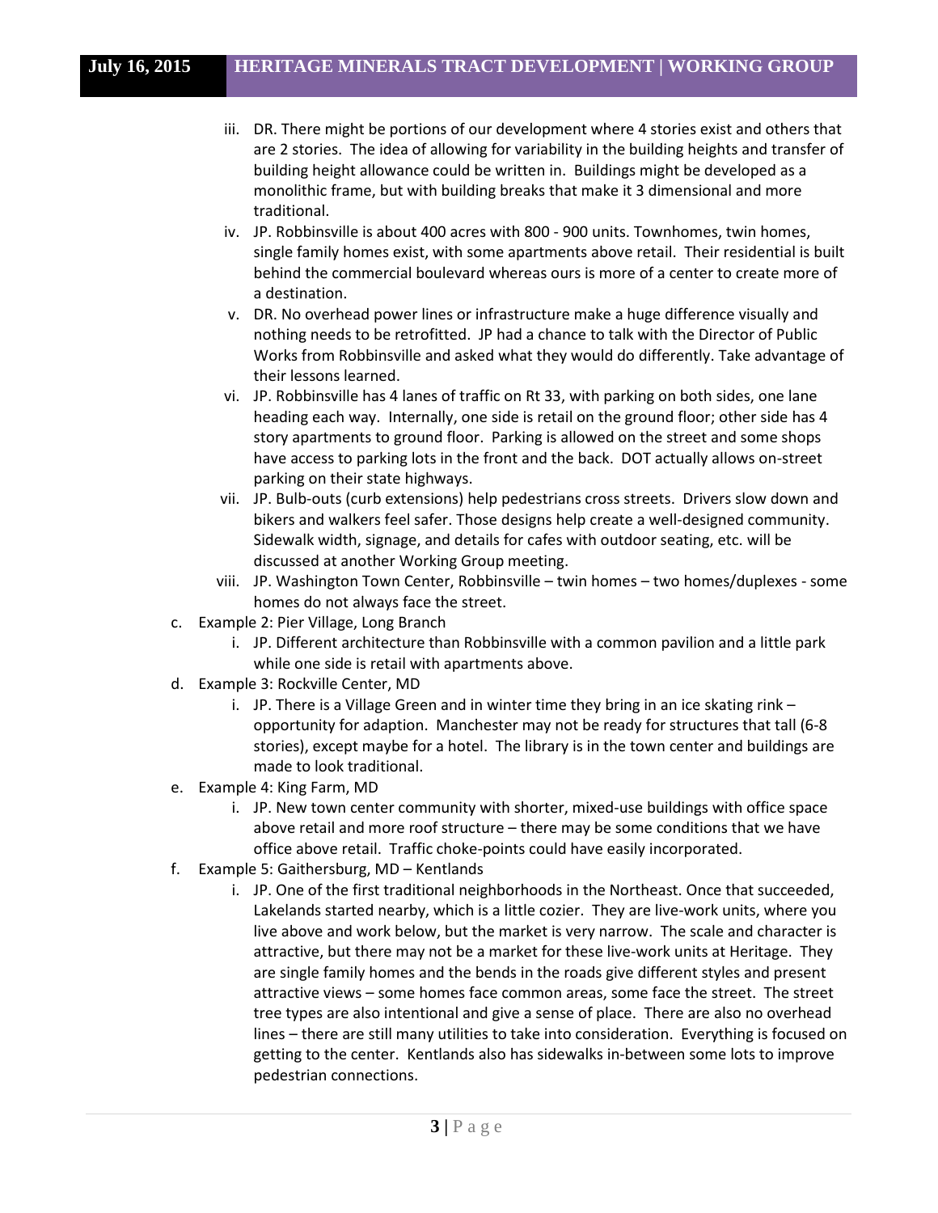iii. DR. There might be portions of our development where 4 stories exist and others that are 2 stories. The idea of allowing for variability in the building heights and transfer of building height allowance could be written in. Buildings might be developed as a monolithic frame, but with building breaks that make it 3 dimensional and more traditional.

iv. JP. Robbinsville is about 400 acres with 800 - 900 units. Townhomes, twin homes, single family homes exist, with some apartments above retail. Their residential is built behind the commercial boulevard whereas ours is more of a center to create more of a destination.

v. DR. No overhead power lines or infrastructure make a huge difference visually and nothing needs to be retrofitted. JP had a chance to talk with the Director of Public Works from Robbinsville and asked what they would do differently. Take advantage of their lessons learned.

vi. JP. Robbinsville has 4 lanes of traffic on Rt 33, with parking on both sides, one lane heading each way. Internally, one side is retail on the ground floor; other side has 4 story apartments to ground floor. Parking is allowed on the street and some shops have access to parking lots in the front and the back. DOT actually allows on-street parking on their state highways.

vii. JP. Bulb-outs (curb extensions) help pedestrians cross streets. Drivers slow down and bikers and walkers feel safer. Those designs help create a well-designed community. Sidewalk width, signage, and details for cafes with outdoor seating, etc. will be discussed at another Working Group meeting.

viii. JP. Washington Town Center, Robbinsville – twin homes – two homes/duplexes - some homes do not always face the street.

c. Example 2: Pier Village, Long Branch

   i. JP. Different architecture than Robbinsville with a common pavilion and a little park while one side is retail with apartments above.

d. Example 3: Rockville Center, MD

   i. JP. There is a Village Green and in winter time they bring in an ice skating rink – opportunity for adaption. Manchester may not be ready for structures that tall (6-8 stories), except maybe for a hotel. The library is in the town center and buildings are made to look traditional.

e. Example 4: King Farm, MD

   i. JP. New town center community with shorter, mixed-use buildings with office space above retail and more roof structure – there may be some conditions that we have office above retail. Traffic choke-points could have easily incorporated.

f. Example 5: Gaithersburg, MD – Kentlands

   i. JP. One of the first traditional neighborhoods in the Northeast. Once that succeeded, Lakelands started nearby, which is a little cozier. They are live-work units, where you live above and work below, but the market is very narrow. The scale and character is attractive, but there may not be a market for these live-work units at Heritage. They are single family homes and the bends in the roads give different styles and present attractive views – some homes face common areas, some face the street. The street tree types are also intentional and give a sense of place. There are also no overhead lines – there are still many utilities to take into consideration. Everything is focused on getting to the center. Kentlands also has sidewalks in-between some lots to improve pedestrian connections.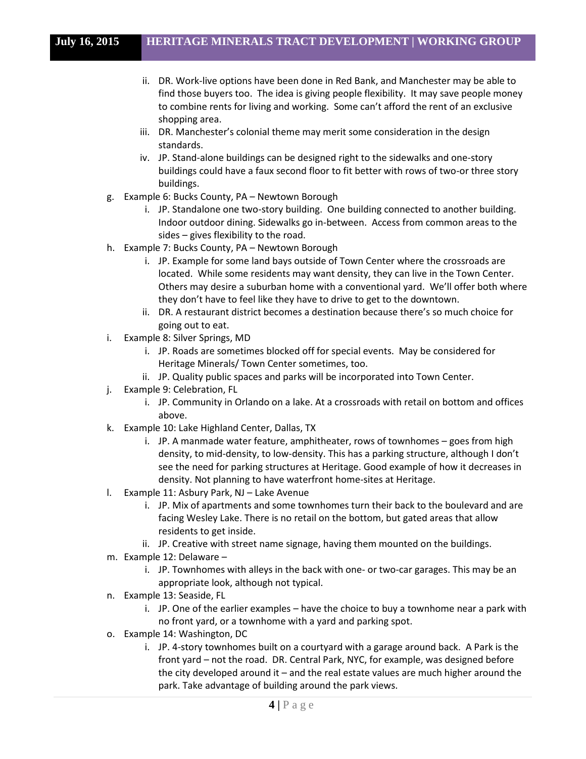ii. DR. Work-live options have been done in Red Bank, and Manchester may be able to find those buyers too. The idea is giving people flexibility. It may save people money to combine rents for living and working. Some can't afford the rent of an exclusive shopping area.
   iii. DR. Manchester's colonial theme may merit some consideration in the design standards.
   iv. JP. Stand-alone buildings can be designed right to the sidewalks and one-story buildings could have a faux second floor to fit better with rows of two-or three story buildings.

g. Example 6: Bucks County, PA – Newtown Borough
   i. JP. Standalone one two-story building. One building connected to another building. Indoor outdoor dining. Sidewalks go in-between. Access from common areas to the sides – gives flexibility to the road.

h. Example 7: Bucks County, PA – Newtown Borough
   i. JP. Example for some land bays outside of Town Center where the crossroads are located. While some residents may want density, they can live in the Town Center. Others may desire a suburban home with a conventional yard. We'll offer both where they don't have to feel like they have to drive to get to the downtown.
   ii. DR. A restaurant district becomes a destination because there's so much choice for going out to eat.

i. Example 8: Silver Springs, MD
   i. JP. Roads are sometimes blocked off for special events. May be considered for Heritage Minerals/ Town Center sometimes, too.
   ii. JP. Quality public spaces and parks will be incorporated into Town Center.

j. Example 9: Celebration, FL
   i. JP. Community in Orlando on a lake. At a crossroads with retail on bottom and offices above.

k. Example 10: Lake Highland Center, Dallas, TX
   i. JP. A manmade water feature, amphitheater, rows of townhomes – goes from high density, to mid-density, to low-density. This has a parking structure, although I don't see the need for parking structures at Heritage. Good example of how it decreases in density. Not planning to have waterfront home-sites at Heritage.

l. Example 11: Asbury Park, NJ – Lake Avenue
   i. JP. Mix of apartments and some townhomes turn their back to the boulevard and are facing Wesley Lake. There is no retail on the bottom, but gated areas that allow residents to get inside.
   ii. JP. Creative with street name signage, having them mounted on the buildings.

m. Example 12: Delaware –
   i. JP. Townhomes with alleys in the back with one- or two-car garages. This may be an appropriate look, although not typical.

n. Example 13: Seaside, FL
   i. JP. One of the earlier examples – have the choice to buy a townhome near a park with no front yard, or a townhome with a yard and parking spot.

o. Example 14: Washington, DC
   i. JP. 4-story townhomes built on a courtyard with a garage around back. A Park is the front yard – not the road. DR. Central Park, NYC, for example, was designed before the city developed around it – and the real estate values are much higher around the park. Take advantage of building around the park views.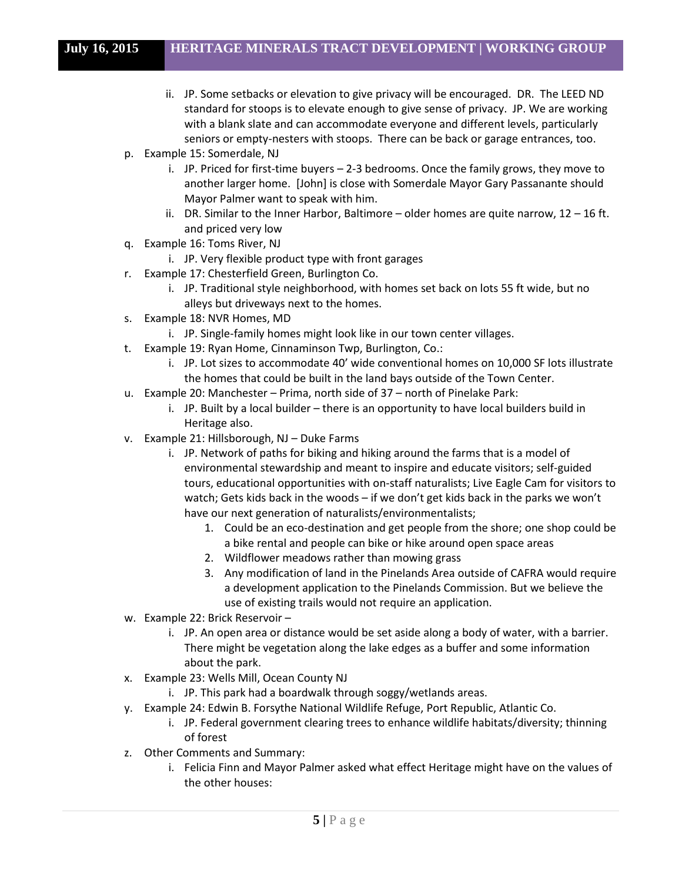ii. JP. Some setbacks or elevation to give privacy will be encouraged. DR. The LEED ND standard for stoops is to elevate enough to give sense of privacy. JP. We are working with a blank slate and can accommodate everyone and different levels, particularly seniors or empty-nesters with stoops. There can be back or garage entrances, too.

p. Example 15: Somerdale, NJ
   i. JP. Priced for first-time buyers – 2-3 bedrooms. Once the family grows, they move to another larger home. [John] is close with Somerdale Mayor Gary Passanante should Mayor Palmer want to speak with him.
   ii. DR. Similar to the Inner Harbor, Baltimore – older homes are quite narrow, 12 – 16 ft. and priced very low

q. Example 16: Toms River, NJ
   i. JP. Very flexible product type with front garages

r. Example 17: Chesterfield Green, Burlington Co.
   i. JP. Traditional style neighborhood, with homes set back on lots 55 ft wide, but no alleys but driveways next to the homes.

s. Example 18: NVR Homes, MD
   i. JP. Single-family homes might look like in our town center villages.

t. Example 19: Ryan Home, Cinnaminson Twp, Burlington, Co.:
   i. JP. Lot sizes to accommodate 40' wide conventional homes on 10,000 SF lots illustrate the homes that could be built in the land bays outside of the Town Center.

u. Example 20: Manchester – Prima, north side of 37 – north of Pinelake Park:
   i. JP. Built by a local builder – there is an opportunity to have local builders build in Heritage also.

v. Example 21: Hillsborough, NJ – Duke Farms
   i. JP. Network of paths for biking and hiking around the farms that is a model of environmental stewardship and meant to inspire and educate visitors; self-guided tours, educational opportunities with on-staff naturalists; Live Eagle Cam for visitors to watch; Gets kids back in the woods – if we don't get kids back in the parks we won't have our next generation of naturalists/environmentalists;
      1. Could be an eco-destination and get people from the shore; one shop could be a bike rental and people can bike or hike around open space areas
      2. Wildflower meadows rather than mowing grass
      3. Any modification of land in the Pinelands Area outside of CAFRA would require a development application to the Pinelands Commission. But we believe the use of existing trails would not require an application.

w. Example 22: Brick Reservoir –
   i. JP. An open area or distance would be set aside along a body of water, with a barrier. There might be vegetation along the lake edges as a buffer and some information about the park.

x. Example 23: Wells Mill, Ocean County NJ
   i. JP. This park had a boardwalk through soggy/wetlands areas.

y. Example 24: Edwin B. Forsythe National Wildlife Refuge, Port Republic, Atlantic Co.
   i. JP. Federal government clearing trees to enhance wildlife habitats/diversity; thinning of forest

z. Other Comments and Summary:
   i. Felicia Finn and Mayor Palmer asked what effect Heritage might have on the values of the other houses: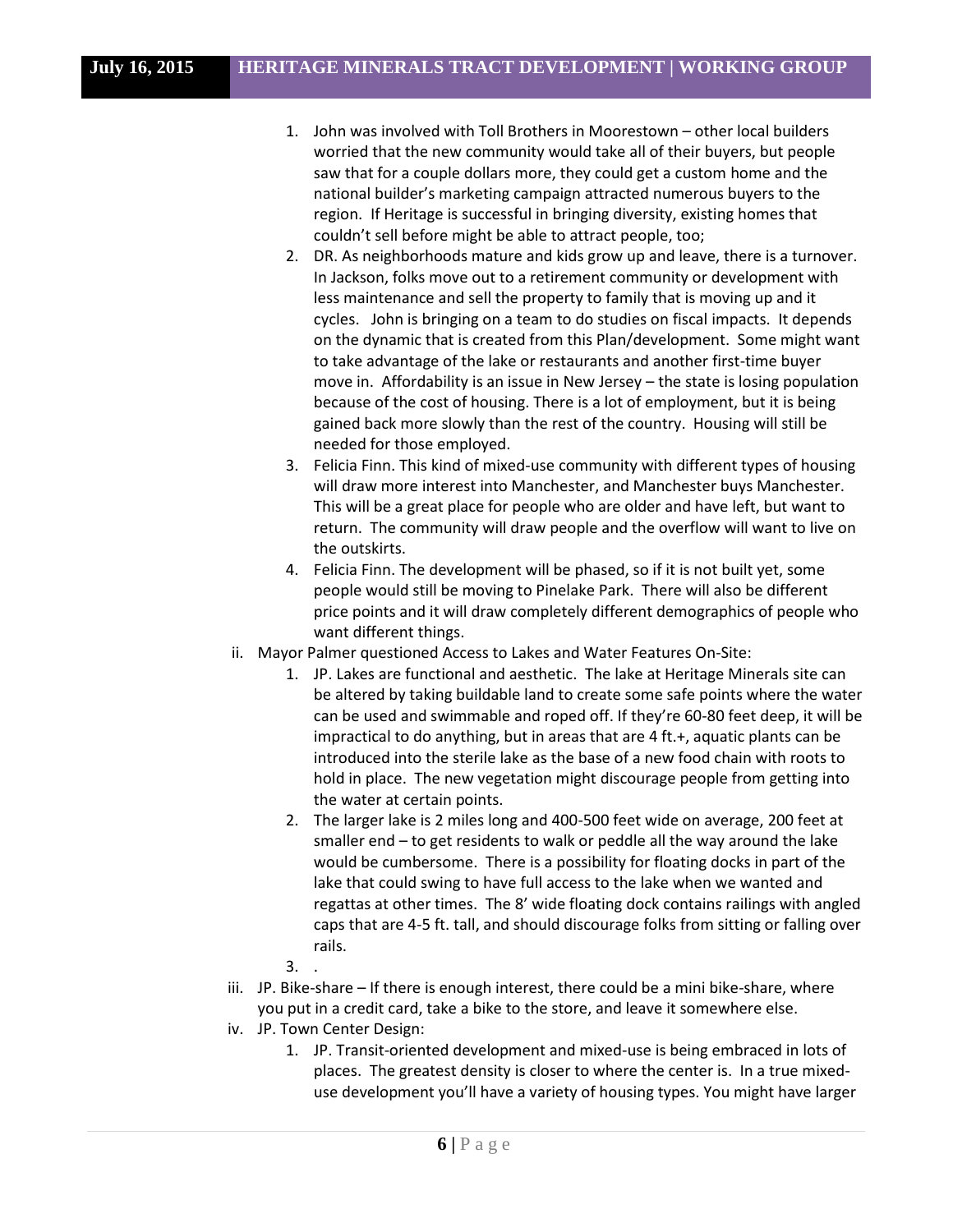1. John was involved with Toll Brothers in Moorestown – other local builders worried that the new community would take all of their buyers, but people saw that for a couple dollars more, they could get a custom home and the national builder's marketing campaign attracted numerous buyers to the region. If Heritage is successful in bringing diversity, existing homes that couldn't sell before might be able to attract people, too;
2. DR. As neighborhoods mature and kids grow up and leave, there is a turnover. In Jackson, folks move out to a retirement community or development with less maintenance and sell the property to family that is moving up and it cycles. John is bringing on a team to do studies on fiscal impacts. It depends on the dynamic that is created from this Plan/development. Some might want to take advantage of the lake or restaurants and another first-time buyer move in. Affordability is an issue in New Jersey – the state is losing population because of the cost of housing. There is a lot of employment, but it is being gained back more slowly than the rest of the country. Housing will still be needed for those employed.
3. Felicia Finn. This kind of mixed-use community with different types of housing will draw more interest into Manchester, and Manchester buys Manchester. This will be a great place for people who are older and have left, but want to return. The community will draw people and the overflow will want to live on the outskirts.
4. Felicia Finn. The development will be phased, so if it is not built yet, some people would still be moving to Pinelake Park. There will also be different price points and it will draw completely different demographics of people who want different things.

ii. Mayor Palmer questioned Access to Lakes and Water Features On-Site:

1. JP. Lakes are functional and aesthetic. The lake at Heritage Minerals site can be altered by taking buildable land to create some safe points where the water can be used and swimmable and roped off. If they're 60-80 feet deep, it will be impractical to do anything, but in areas that are 4 ft.+, aquatic plants can be introduced into the sterile lake as the base of a new food chain with roots to hold in place. The new vegetation might discourage people from getting into the water at certain points.
2. The larger lake is 2 miles long and 400-500 feet wide on average, 200 feet at smaller end – to get residents to walk or peddle all the way around the lake would be cumbersome. There is a possibility for floating docks in part of the lake that could swing to have full access to the lake when we wanted and regattas at other times. The 8' wide floating dock contains railings with angled caps that are 4-5 ft. tall, and should discourage folks from sitting or falling over rails.
3. .

iii. JP. Bike-share – If there is enough interest, there could be a mini bike-share, where you put in a credit card, take a bike to the store, and leave it somewhere else.

iv. JP. Town Center Design:

1. JP. Transit-oriented development and mixed-use is being embraced in lots of places. The greatest density is closer to where the center is. In a true mixed-use development you'll have a variety of housing types. You might have larger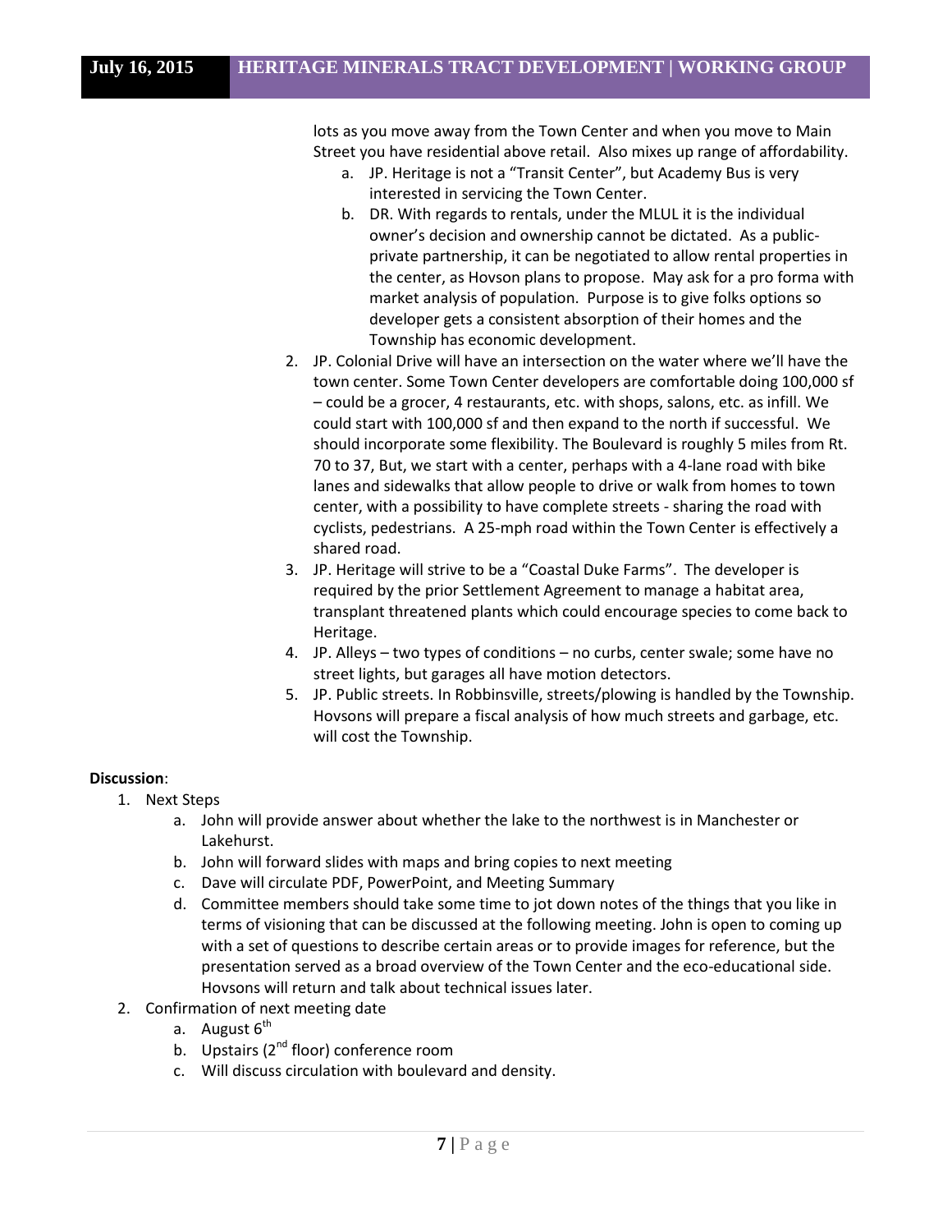lots as you move away from the Town Center and when you move to Main Street you have residential above retail. Also mixes up range of affordability.

   a. JP. Heritage is not a "Transit Center", but Academy Bus is very interested in servicing the Town Center.
   b. DR. With regards to rentals, under the MLUL it is the individual owner's decision and ownership cannot be dictated. As a public-private partnership, it can be negotiated to allow rental properties in the center, as Hovson plans to propose. May ask for a pro forma with market analysis of population. Purpose is to give folks options so developer gets a consistent absorption of their homes and the Township has economic development.

2. JP. Colonial Drive will have an intersection on the water where we'll have the town center. Some Town Center developers are comfortable doing 100,000 sf – could be a grocer, 4 restaurants, etc. with shops, salons, etc. as infill. We could start with 100,000 sf and then expand to the north if successful. We should incorporate some flexibility. The Boulevard is roughly 5 miles from Rt. 70 to 37, But, we start with a center, perhaps with a 4-lane road with bike lanes and sidewalks that allow people to drive or walk from homes to town center, with a possibility to have complete streets - sharing the road with cyclists, pedestrians. A 25-mph road within the Town Center is effectively a shared road.
3. JP. Heritage will strive to be a "Coastal Duke Farms". The developer is required by the prior Settlement Agreement to manage a habitat area, transplant threatened plants which could encourage species to come back to Heritage.
4. JP. Alleys – two types of conditions – no curbs, center swale; some have no street lights, but garages all have motion detectors.
5. JP. Public streets. In Robbinsville, streets/plowing is handled by the Township. Hovsons will prepare a fiscal analysis of how much streets and garbage, etc. will cost the Township.

**Discussion**:

1. Next Steps
   a. John will provide answer about whether the lake to the northwest is in Manchester or Lakehurst.
   b. John will forward slides with maps and bring copies to next meeting
   c. Dave will circulate PDF, PowerPoint, and Meeting Summary
   d. Committee members should take some time to jot down notes of the things that you like in terms of visioning that can be discussed at the following meeting. John is open to coming up with a set of questions to describe certain areas or to provide images for reference, but the presentation served as a broad overview of the Town Center and the eco-educational side. Hovsons will return and talk about technical issues later.
2. Confirmation of next meeting date
   a. August 6th
   b. Upstairs (2nd floor) conference room
   c. Will discuss circulation with boulevard and density.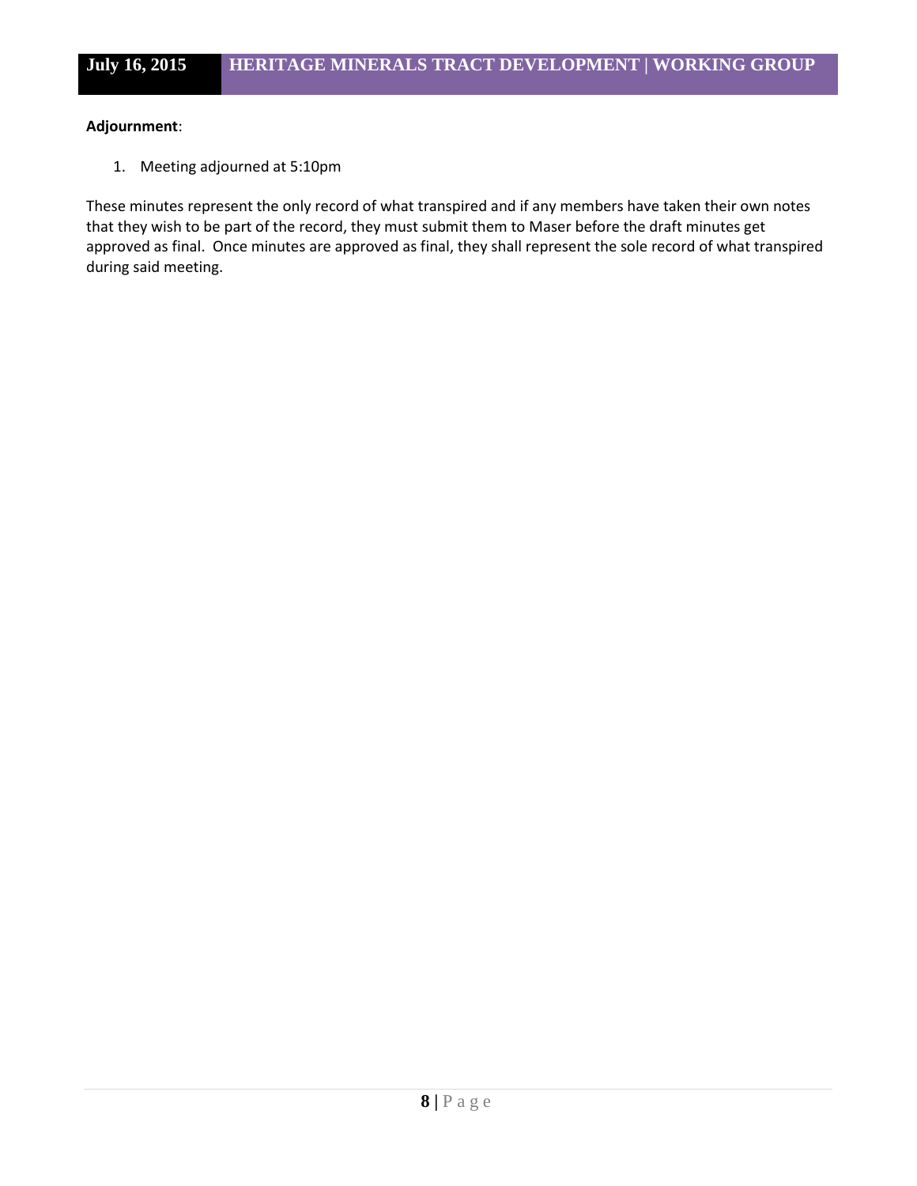**Adjournment**:

1. Meeting adjourned at 5:10pm

These minutes represent the only record of what transpired and if any members have taken their own notes that they wish to be part of the record, they must submit them to Maser before the draft minutes get approved as final. Once minutes are approved as final, they shall represent the sole record of what transpired during said meeting.